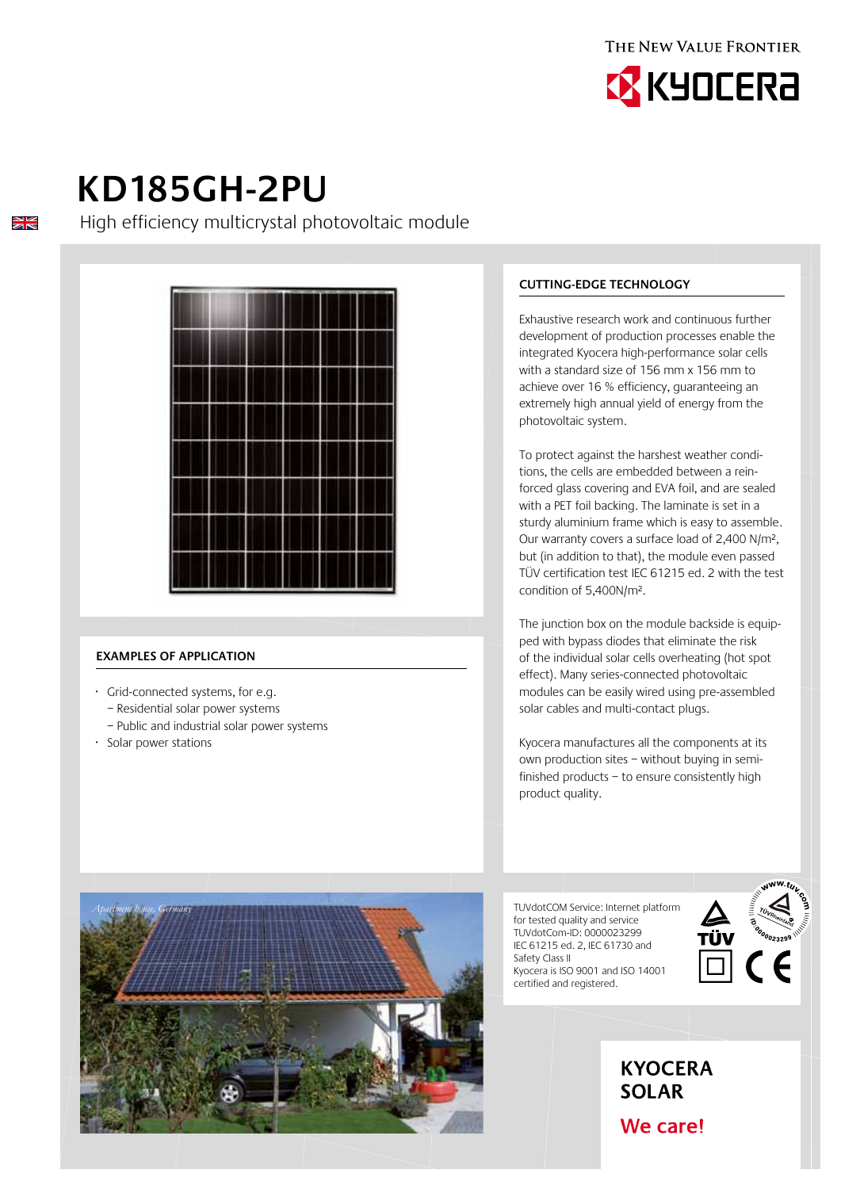THE NEW VALUE FRONTIER

KYOCERA

# KD185GH-2PU

High efficiency multicrystal photovoltaic module

## EXAMPLES OF APPLICATION

- Grid-connected systems, for e.g.
  - Residential solar power systems
  - Public and industrial solar power systems
- Solar power stations

## CUTTING-EDGE TECHNOLOGY

Exhaustive research work and continuous further development of production processes enable the integrated Kyocera high-performance solar cells with a standard size of 156 mm x 156 mm to achieve over 16 % efficiency, guaranteeing an extremely high annual yield of energy from the photovoltaic system.

To protect against the harshest weather conditions, the cells are embedded between a reinforced glass covering and EVA foil, and are sealed with a PET foil backing. The laminate is set in a sturdy aluminium frame which is easy to assemble. Our warranty covers a surface load of 2,400 N/m², but (in addition to that), the module even passed TÜV certification test IEC 61215 ed. 2 with the test condition of 5,400N/m².

The junction box on the module backside is equipped with bypass diodes that eliminate the risk of the individual solar cells overheating (hot spot effect). Many series-connected photovoltaic modules can be easily wired using pre-assembled solar cables and multi-contact plugs.

Kyocera manufactures all the components at its own production sites – without buying in semi-finished products – to ensure consistently high product quality.

*Apartment house, Germany*

TUVdotCOM Service: Internet platform for tested quality and service
TUVdotCom-ID: 0000023299
IEC 61215 ed. 2, IEC 61730 and Safety Class II
Kyocera is ISO 9001 and ISO 14001 certified and registered.

**KYOCERA SOLAR**

**We care!**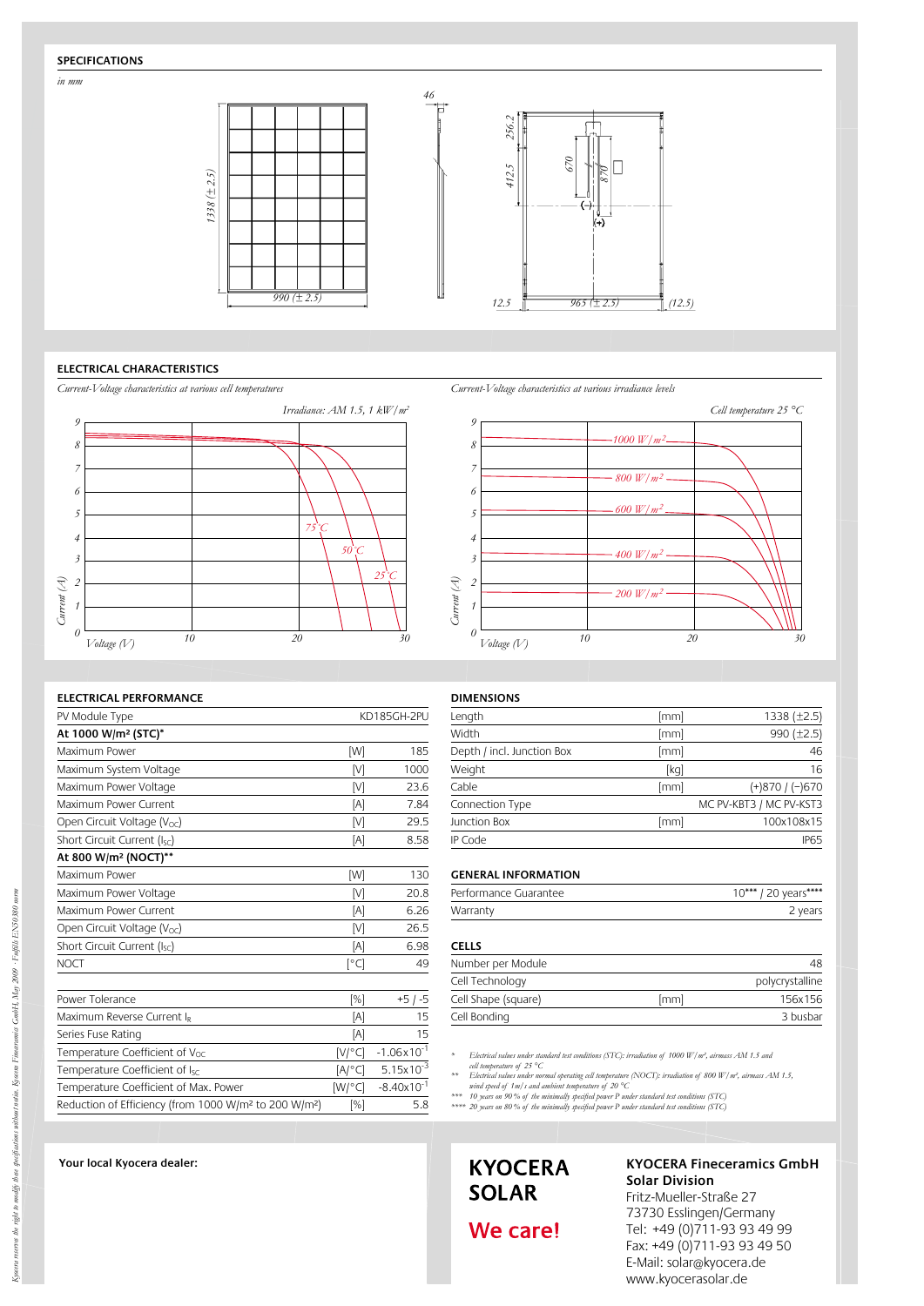## SPECIFICATIONS

*in mm*

1338 (± 2.5)

990 (± 2.5)

46

256.2

412.5

670

870

(–)

(+)

12.5

965 (± 2.5)

(12.5)

## ELECTRICAL CHARACTERISTICS

*Current-Voltage characteristics at various cell temperatures*

Irradiance: AM 1.5, 1 kW/m²

9
8
7
6
5
4
3
2
1
0

Current (A)

Voltage (V)

10
20
30

75°C
50°C
25°C

*Current-Voltage characteristics at various irradiance levels*

Cell temperature 25 °C

9
8
7
6
5
4
3
2
1
0

Current (A)

Voltage (V)

10
20
30

1000 W/m²
800 W/m²
600 W/m²
400 W/m²
200 W/m²

### ELECTRICAL PERFORMANCE

| | | |
|---|---|---|
| PV Module Type | | KD185GH-2PU |
| **At 1000 W/m² (STC)*** | | |
| Maximum Power | [W] | 185 |
| Maximum System Voltage | [V] | 1000 |
| Maximum Power Voltage | [V] | 23.6 |
| Maximum Power Current | [A] | 7.84 |
| Open Circuit Voltage ($V_{OC}$) | [V] | 29.5 |
| Short Circuit Current ($I_{SC}$) | [A] | 8.58 |
| **At 800 W/m² (NOCT)**** | | |
| Maximum Power | [W] | 130 |
| Maximum Power Voltage | [V] | 20.8 |
| Maximum Power Current | [A] | 6.26 |
| Open Circuit Voltage ($V_{OC}$) | [V] | 26.5 |
| Short Circuit Current ($I_{SC}$) | [A] | 6.98 |
| NOCT | [°C] | 49 |
| | | |
| Power Tolerance | [%] | +5 / -5 |
| Maximum Reverse Current $I_R$ | [A] | 15 |
| Series Fuse Rating | [A] | 15 |
| Temperature Coefficient of $V_{OC}$ | [V/°C] | $-1.06 \times 10^{-1}$ |
| Temperature Coefficient of $I_{SC}$ | [A/°C] | $5.15 \times 10^{-3}$ |
| Temperature Coefficient of Max. Power | [W/°C] | $-8.40 \times 10^{-1}$ |
| Reduction of Efficiency (from 1000 W/m² to 200 W/m²) | [%] | 5.8 |

### DIMENSIONS

| | | |
|---|---|---|
| Length | [mm] | 1338 (±2.5) |
| Width | [mm] | 990 (±2.5) |
| Depth / incl. Junction Box | [mm] | 46 |
| Weight | [kg] | 16 |
| Cable | [mm] | (+)870 / (–)670 |
| Connection Type | | MC PV-KBT3 / MC PV-KST3 |
| Junction Box | [mm] | 100x108x15 |
| IP Code | | IP65 |

### GENERAL INFORMATION

| | |
|---|---|
| Performance Guarantee | 10*** / 20 years**** |
| Warranty | 2 years |

### CELLS

| | | |
|---|---|---|
| Number per Module | | 48 |
| Cell Technology | | polycrystalline |
| Cell Shape (square) | [mm] | 156x156 |
| Cell Bonding | | 3 busbar |

\* Electrical values under standard test conditions (STC): irradiation of 1000 W/m², airmass AM 1.5 and cell temperature of 25 °C
\** Electrical values under normal operating cell temperature (NOCT): irradiation of 800 W/m², airmass AM 1.5, wind speed of 1m/s and ambient temperature of 20 °C
\*** 10 years on 90 % of the minimally specified power P under standard test conditions (STC)
\**** 20 years on 80 % of the minimally specified power P under standard test conditions (STC)

*Kyocera reserves the right to modify these specifications without notice. Kyocera Fineceramics GmbH, May 2009 · Fulfils EN50380 norm*

**Your local Kyocera dealer:**

**KYOCERA SOLAR**

**We care!**

**KYOCERA Fineceramics GmbH**
**Solar Division**
Fritz-Mueller-Straße 27
73730 Esslingen/Germany
Tel: +49 (0)711-93 93 49 99
Fax: +49 (0)711-93 93 49 50
E-Mail: solar@kyocera.de
www.kyocerasolar.de